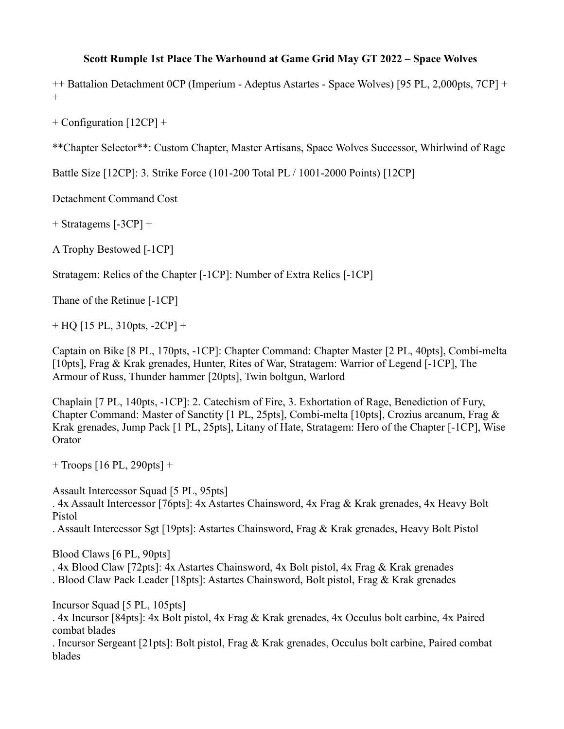**Scott Rumple 1st Place The Warhound at Game Grid May GT 2022 – Space Wolves**

++ Battalion Detachment 0CP (Imperium - Adeptus Astartes - Space Wolves) [95 PL, 2,000pts, 7CP] ++

+ Configuration [12CP] +

**Chapter Selector**: Custom Chapter, Master Artisans, Space Wolves Successor, Whirlwind of Rage

Battle Size [12CP]: 3. Strike Force (101-200 Total PL / 1001-2000 Points) [12CP]

Detachment Command Cost

+ Stratagems [-3CP] +

A Trophy Bestowed [-1CP]

Stratagem: Relics of the Chapter [-1CP]: Number of Extra Relics [-1CP]

Thane of the Retinue [-1CP]

+ HQ [15 PL, 310pts, -2CP] +

Captain on Bike [8 PL, 170pts, -1CP]: Chapter Command: Chapter Master [2 PL, 40pts], Combi-melta [10pts], Frag & Krak grenades, Hunter, Rites of War, Stratagem: Warrior of Legend [-1CP], The Armour of Russ, Thunder hammer [20pts], Twin boltgun, Warlord

Chaplain [7 PL, 140pts, -1CP]: 2. Catechism of Fire, 3. Exhortation of Rage, Benediction of Fury, Chapter Command: Master of Sanctity [1 PL, 25pts], Combi-melta [10pts], Crozius arcanum, Frag & Krak grenades, Jump Pack [1 PL, 25pts], Litany of Hate, Stratagem: Hero of the Chapter [-1CP], Wise Orator

+ Troops [16 PL, 290pts] +

Assault Intercessor Squad [5 PL, 95pts]
. 4x Assault Intercessor [76pts]: 4x Astartes Chainsword, 4x Frag & Krak grenades, 4x Heavy Bolt Pistol
. Assault Intercessor Sgt [19pts]: Astartes Chainsword, Frag & Krak grenades, Heavy Bolt Pistol

Blood Claws [6 PL, 90pts]
. 4x Blood Claw [72pts]: 4x Astartes Chainsword, 4x Bolt pistol, 4x Frag & Krak grenades
. Blood Claw Pack Leader [18pts]: Astartes Chainsword, Bolt pistol, Frag & Krak grenades

Incursor Squad [5 PL, 105pts]
. 4x Incursor [84pts]: 4x Bolt pistol, 4x Frag & Krak grenades, 4x Occulus bolt carbine, 4x Paired combat blades
. Incursor Sergeant [21pts]: Bolt pistol, Frag & Krak grenades, Occulus bolt carbine, Paired combat blades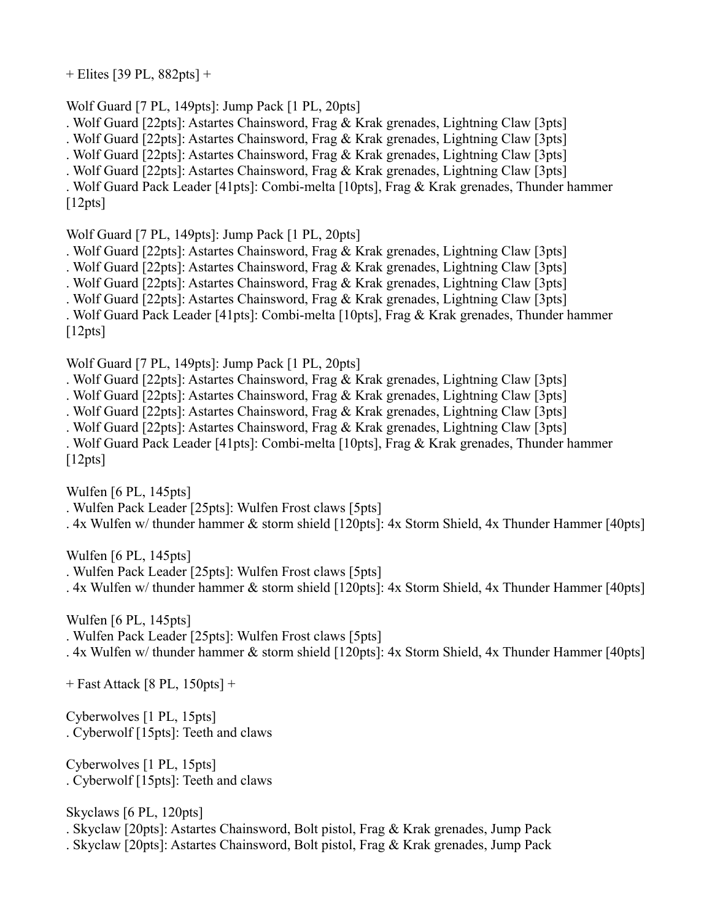+ Elites [39 PL, 882pts] +

Wolf Guard [7 PL, 149pts]: Jump Pack [1 PL, 20pts]
. Wolf Guard [22pts]: Astartes Chainsword, Frag & Krak grenades, Lightning Claw [3pts]
. Wolf Guard [22pts]: Astartes Chainsword, Frag & Krak grenades, Lightning Claw [3pts]
. Wolf Guard [22pts]: Astartes Chainsword, Frag & Krak grenades, Lightning Claw [3pts]
. Wolf Guard [22pts]: Astartes Chainsword, Frag & Krak grenades, Lightning Claw [3pts]
. Wolf Guard Pack Leader [41pts]: Combi-melta [10pts], Frag & Krak grenades, Thunder hammer [12pts]

Wolf Guard [7 PL, 149pts]: Jump Pack [1 PL, 20pts]
. Wolf Guard [22pts]: Astartes Chainsword, Frag & Krak grenades, Lightning Claw [3pts]
. Wolf Guard [22pts]: Astartes Chainsword, Frag & Krak grenades, Lightning Claw [3pts]
. Wolf Guard [22pts]: Astartes Chainsword, Frag & Krak grenades, Lightning Claw [3pts]
. Wolf Guard [22pts]: Astartes Chainsword, Frag & Krak grenades, Lightning Claw [3pts]
. Wolf Guard Pack Leader [41pts]: Combi-melta [10pts], Frag & Krak grenades, Thunder hammer [12pts]

Wolf Guard [7 PL, 149pts]: Jump Pack [1 PL, 20pts]
. Wolf Guard [22pts]: Astartes Chainsword, Frag & Krak grenades, Lightning Claw [3pts]
. Wolf Guard [22pts]: Astartes Chainsword, Frag & Krak grenades, Lightning Claw [3pts]
. Wolf Guard [22pts]: Astartes Chainsword, Frag & Krak grenades, Lightning Claw [3pts]
. Wolf Guard [22pts]: Astartes Chainsword, Frag & Krak grenades, Lightning Claw [3pts]
. Wolf Guard Pack Leader [41pts]: Combi-melta [10pts], Frag & Krak grenades, Thunder hammer [12pts]

Wulfen [6 PL, 145pts]
. Wulfen Pack Leader [25pts]: Wulfen Frost claws [5pts]
. 4x Wulfen w/ thunder hammer & storm shield [120pts]: 4x Storm Shield, 4x Thunder Hammer [40pts]

Wulfen [6 PL, 145pts]
. Wulfen Pack Leader [25pts]: Wulfen Frost claws [5pts]
. 4x Wulfen w/ thunder hammer & storm shield [120pts]: 4x Storm Shield, 4x Thunder Hammer [40pts]

Wulfen [6 PL, 145pts]
. Wulfen Pack Leader [25pts]: Wulfen Frost claws [5pts]
. 4x Wulfen w/ thunder hammer & storm shield [120pts]: 4x Storm Shield, 4x Thunder Hammer [40pts]

+ Fast Attack [8 PL, 150pts] +

Cyberwolves [1 PL, 15pts]
. Cyberwolf [15pts]: Teeth and claws

Cyberwolves [1 PL, 15pts]
. Cyberwolf [15pts]: Teeth and claws

Skyclaws [6 PL, 120pts]
. Skyclaw [20pts]: Astartes Chainsword, Bolt pistol, Frag & Krak grenades, Jump Pack
. Skyclaw [20pts]: Astartes Chainsword, Bolt pistol, Frag & Krak grenades, Jump Pack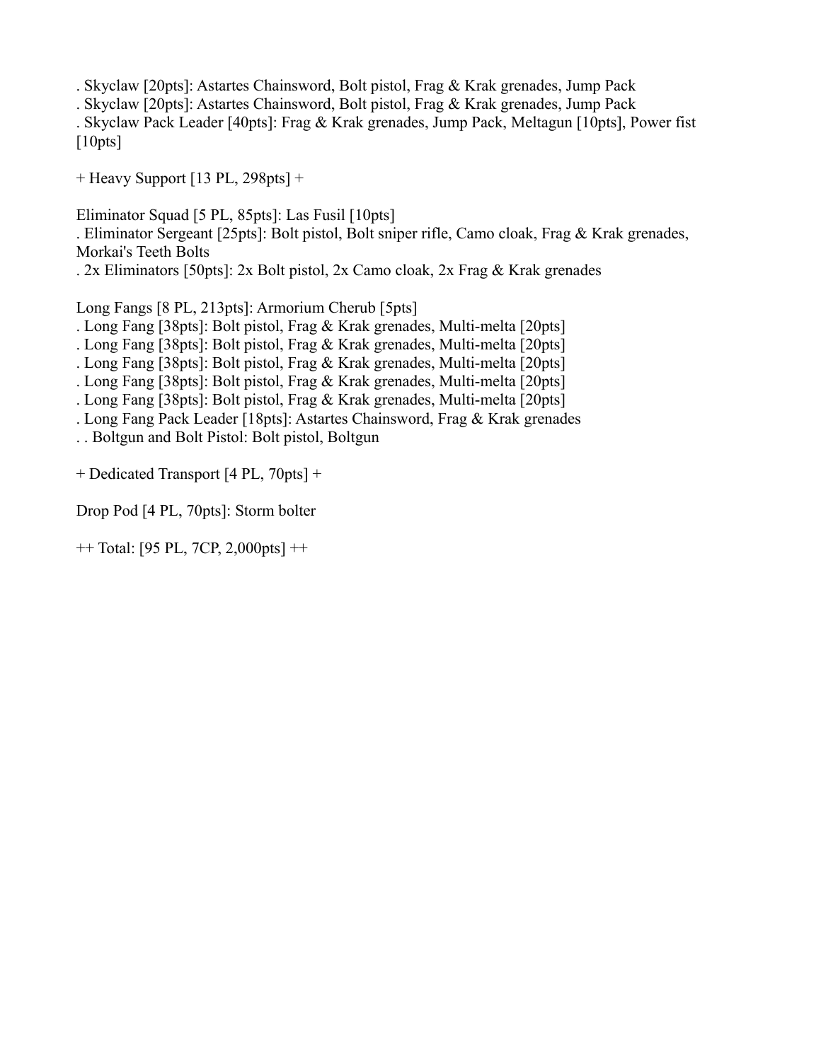. Skyclaw [20pts]: Astartes Chainsword, Bolt pistol, Frag & Krak grenades, Jump Pack
. Skyclaw [20pts]: Astartes Chainsword, Bolt pistol, Frag & Krak grenades, Jump Pack
. Skyclaw Pack Leader [40pts]: Frag & Krak grenades, Jump Pack, Meltagun [10pts], Power fist [10pts]

+ Heavy Support [13 PL, 298pts] +

Eliminator Squad [5 PL, 85pts]: Las Fusil [10pts]
. Eliminator Sergeant [25pts]: Bolt pistol, Bolt sniper rifle, Camo cloak, Frag & Krak grenades, Morkai's Teeth Bolts
. 2x Eliminators [50pts]: 2x Bolt pistol, 2x Camo cloak, 2x Frag & Krak grenades

Long Fangs [8 PL, 213pts]: Armorium Cherub [5pts]
. Long Fang [38pts]: Bolt pistol, Frag & Krak grenades, Multi-melta [20pts]
. Long Fang [38pts]: Bolt pistol, Frag & Krak grenades, Multi-melta [20pts]
. Long Fang [38pts]: Bolt pistol, Frag & Krak grenades, Multi-melta [20pts]
. Long Fang [38pts]: Bolt pistol, Frag & Krak grenades, Multi-melta [20pts]
. Long Fang [38pts]: Bolt pistol, Frag & Krak grenades, Multi-melta [20pts]
. Long Fang Pack Leader [18pts]: Astartes Chainsword, Frag & Krak grenades
. . Boltgun and Bolt Pistol: Bolt pistol, Boltgun

+ Dedicated Transport [4 PL, 70pts] +

Drop Pod [4 PL, 70pts]: Storm bolter

++ Total: [95 PL, 7CP, 2,000pts] ++